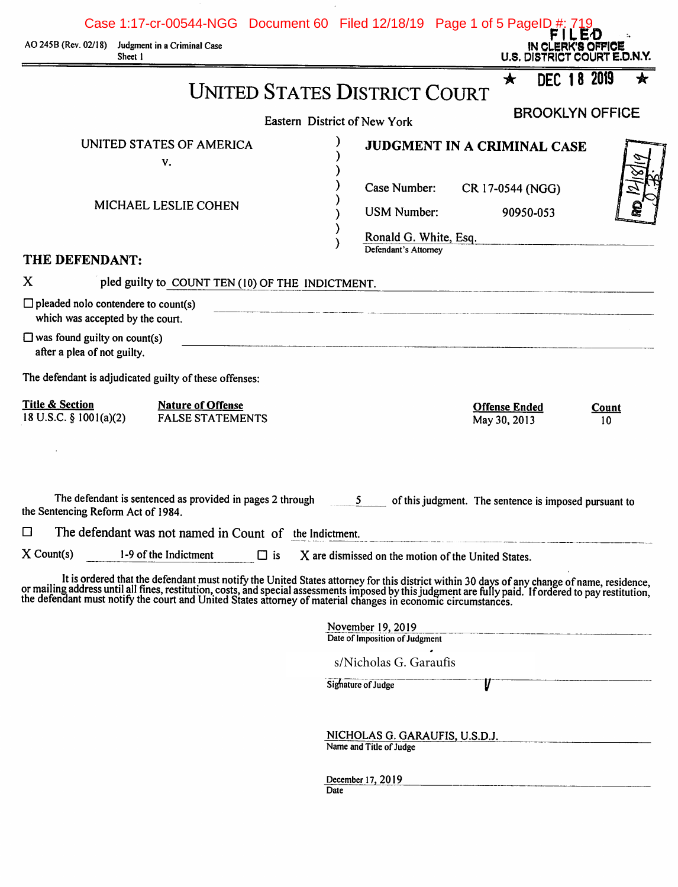AO 245B (Rev. 02/18) Judgment in a Criminal Case
Sheet 1

FILED
IN CLERK'S OFFICE
U.S. DISTRICT COURT E.D.N.Y.
★ DEC 18 2019 ★
BROOKLYN OFFICE

# UNITED STATES DISTRICT COURT

Eastern District of New York

UNITED STATES OF AMERICA
v.
MICHAEL LESLIE COHEN

## JUDGMENT IN A CRIMINAL CASE

Case Number: CR 17-0544 (NGG)

USM Number: 90950-053

Ronald G. White, Esq.
Defendant's Attorney

## THE DEFENDANT:

X pled guilty to COUNT TEN (10) OF THE INDICTMENT.

☐ pleaded nolo contendere to count(s) which was accepted by the court.

☐ was found guilty on count(s) after a plea of not guilty.

The defendant is adjudicated guilty of these offenses:

| Title & Section | Nature of Offense | Offense Ended | Count |
|---|---|---|---|
| 18 U.S.C. § 1001(a)(2) | FALSE STATEMENTS | May 30, 2013 | 10 |

The defendant is sentenced as provided in pages 2 through 5 of this judgment. The sentence is imposed pursuant to the Sentencing Reform Act of 1984.

☐ The defendant was not named in Count of the Indictment.

X Count(s) 1-9 of the Indictment ☐ is X are dismissed on the motion of the United States.

It is ordered that the defendant must notify the United States attorney for this district within 30 days of any change of name, residence, or mailing address until all fines, restitution, costs, and special assessments imposed by this judgment are fully paid. If ordered to pay restitution, the defendant must notify the court and United States attorney of material changes in economic circumstances.

November 19, 2019
Date of Imposition of Judgment

s/Nicholas G. Garaufis
Signature of Judge

NICHOLAS G. GARAUFIS, U.S.D.J.
Name and Title of Judge

December 17, 2019
Date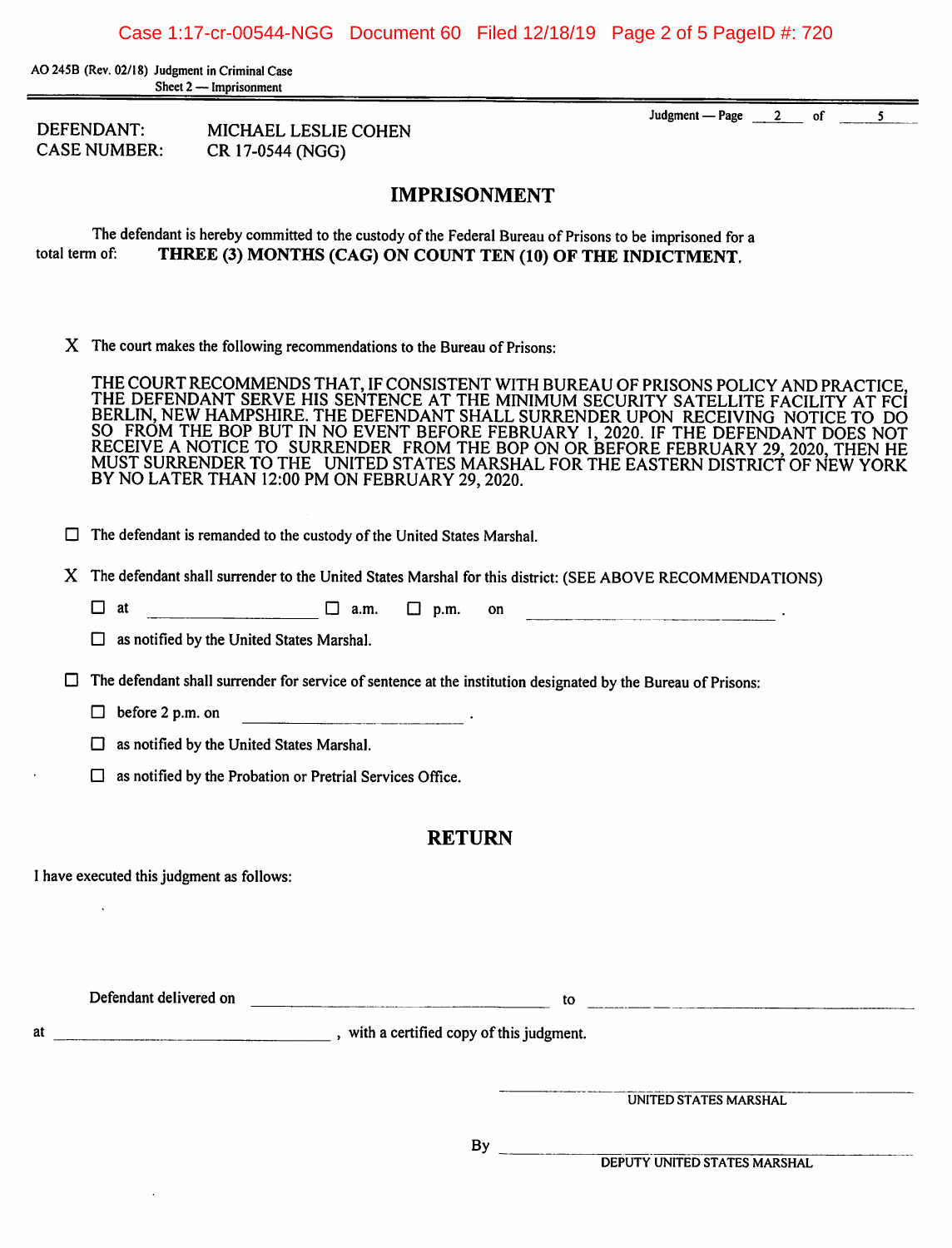AO 245B (Rev. 02/18) Judgment in Criminal Case
Sheet 2 — Imprisonment

Judgment — Page 2 of 5

DEFENDANT: MICHAEL LESLIE COHEN
CASE NUMBER: CR 17-0544 (NGG)

## IMPRISONMENT

The defendant is hereby committed to the custody of the Federal Bureau of Prisons to be imprisoned for a total term of: **THREE (3) MONTHS (CAG) ON COUNT TEN (10) OF THE INDICTMENT.**

X The court makes the following recommendations to the Bureau of Prisons:

THE COURT RECOMMENDS THAT, IF CONSISTENT WITH BUREAU OF PRISONS POLICY AND PRACTICE, THE DEFENDANT SERVE HIS SENTENCE AT THE MINIMUM SECURITY SATELLITE FACILITY AT FCI BERLIN, NEW HAMPSHIRE. THE DEFENDANT SHALL SURRENDER UPON RECEIVING NOTICE TO DO SO FROM THE BOP BUT IN NO EVENT BEFORE FEBRUARY 1, 2020. IF THE DEFENDANT DOES NOT RECEIVE A NOTICE TO SURRENDER FROM THE BOP ON OR BEFORE FEBRUARY 29, 2020, THEN HE MUST SURRENDER TO THE UNITED STATES MARSHAL FOR THE EASTERN DISTRICT OF NEW YORK BY NO LATER THAN 12:00 PM ON FEBRUARY 29, 2020.

☐ The defendant is remanded to the custody of the United States Marshal.

X The defendant shall surrender to the United States Marshal for this district: (SEE ABOVE RECOMMENDATIONS)

- ☐ at ______________ ☐ a.m. ☐ p.m. on ______________ .
- ☐ as notified by the United States Marshal.

☐ The defendant shall surrender for service of sentence at the institution designated by the Bureau of Prisons:

- ☐ before 2 p.m. on ______________ .
- ☐ as notified by the United States Marshal.
- ☐ as notified by the Probation or Pretrial Services Office.

## RETURN

I have executed this judgment as follows:

Defendant delivered on ______________ to ______________

at ______________ , with a certified copy of this judgment.

______________
UNITED STATES MARSHAL

By ______________
DEPUTY UNITED STATES MARSHAL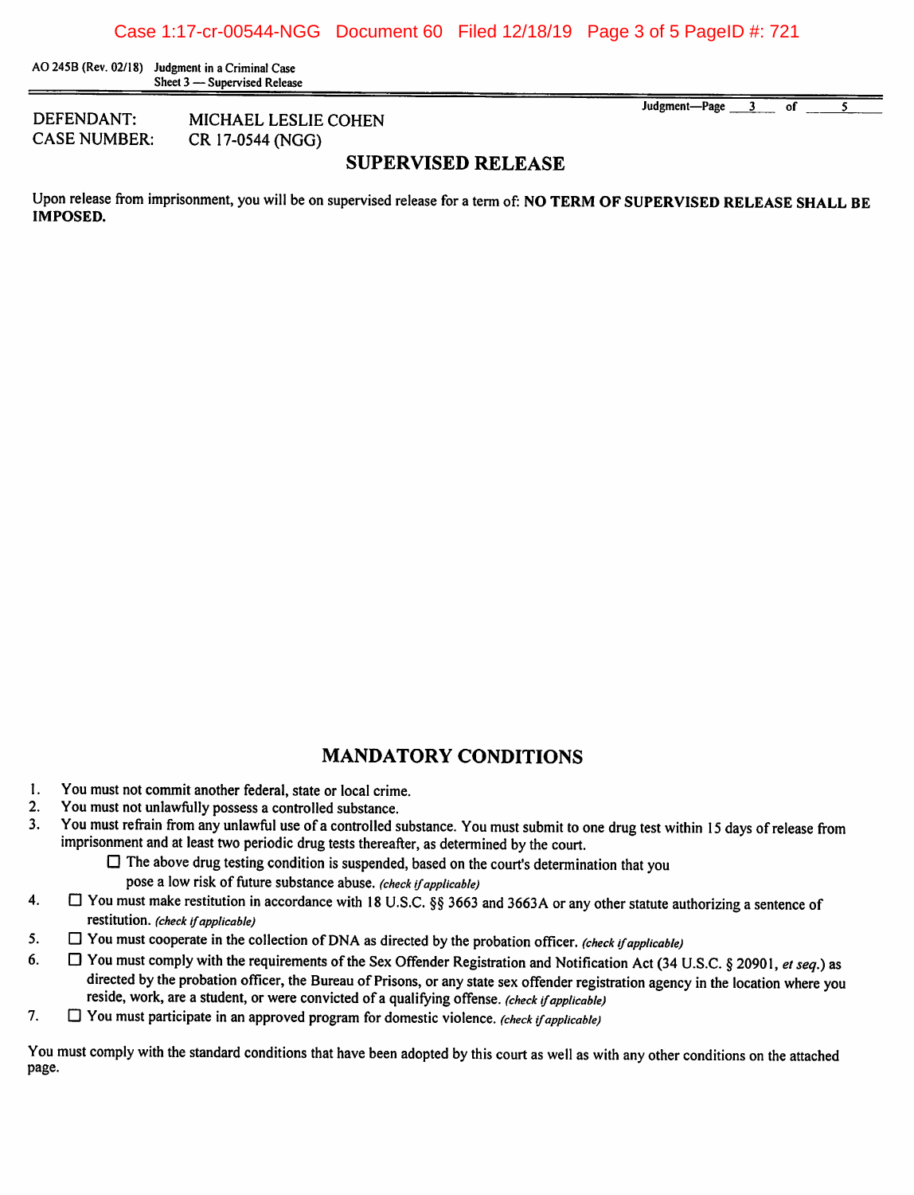AO 245B (Rev. 02/18) Judgment in a Criminal Case
Sheet 3 — Supervised Release

DEFENDANT: MICHAEL LESLIE COHEN
CASE NUMBER: CR 17-0544 (NGG)

## SUPERVISED RELEASE

Upon release from imprisonment, you will be on supervised release for a term of: **NO TERM OF SUPERVISED RELEASE SHALL BE IMPOSED.**

## MANDATORY CONDITIONS

1. You must not commit another federal, state or local crime.
2. You must not unlawfully possess a controlled substance.
3. You must refrain from any unlawful use of a controlled substance. You must submit to one drug test within 15 days of release from imprisonment and at least two periodic drug tests thereafter, as determined by the court.
   - ☐ The above drug testing condition is suspended, based on the court's determination that you pose a low risk of future substance abuse. *(check if applicable)*
4. ☐ You must make restitution in accordance with 18 U.S.C. §§ 3663 and 3663A or any other statute authorizing a sentence of restitution. *(check if applicable)*
5. ☐ You must cooperate in the collection of DNA as directed by the probation officer. *(check if applicable)*
6. ☐ You must comply with the requirements of the Sex Offender Registration and Notification Act (34 U.S.C. § 20901, *et seq.*) as directed by the probation officer, the Bureau of Prisons, or any state sex offender registration agency in the location where you reside, work, are a student, or were convicted of a qualifying offense. *(check if applicable)*
7. ☐ You must participate in an approved program for domestic violence. *(check if applicable)*

You must comply with the standard conditions that have been adopted by this court as well as with any other conditions on the attached page.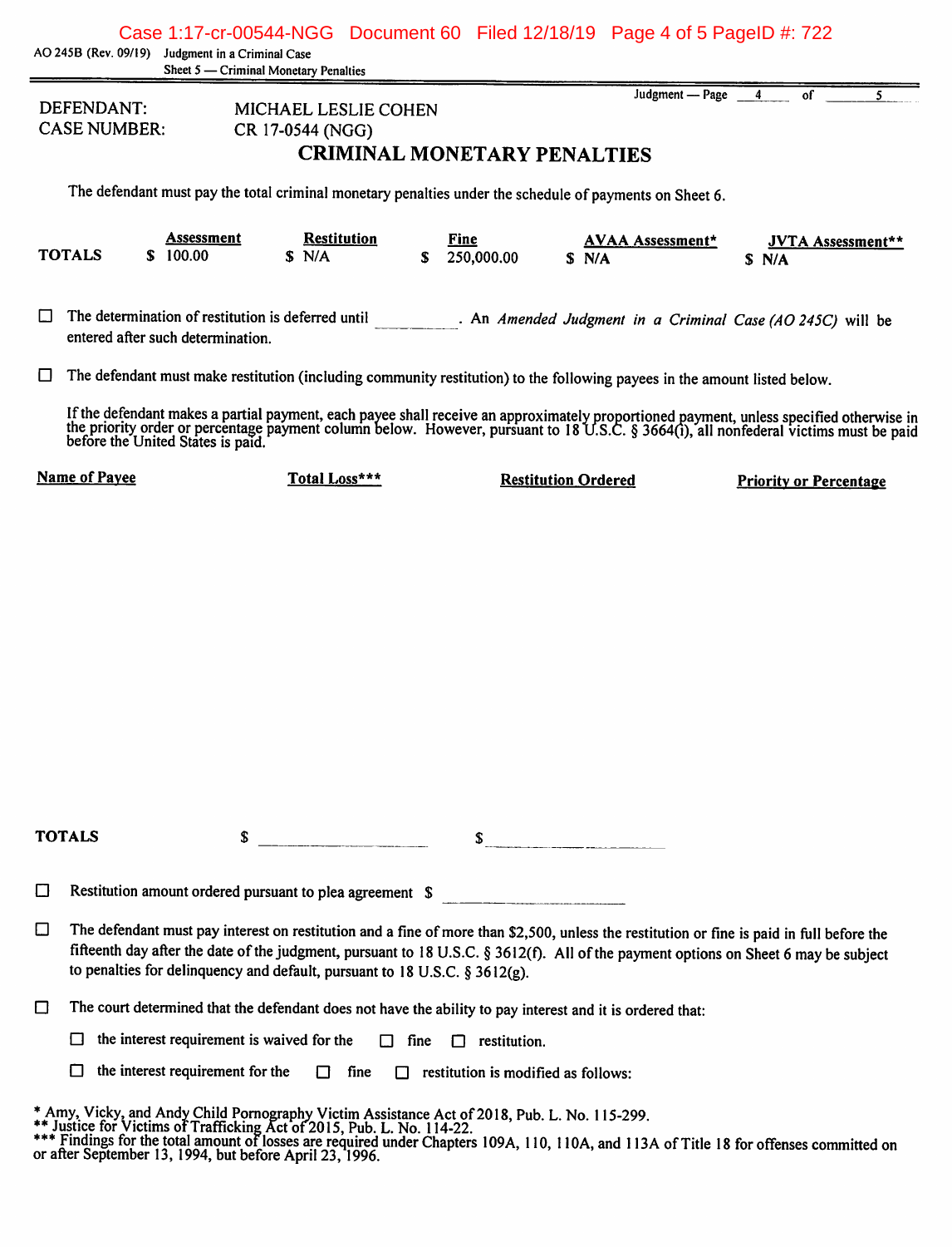AO 245B (Rev. 09/19) Judgment in a Criminal Case
Sheet 5 — Criminal Monetary Penalties

Judgment — Page 4 of 5

DEFENDANT: MICHAEL LESLIE COHEN
CASE NUMBER: CR 17-0544 (NGG)

## CRIMINAL MONETARY PENALTIES

The defendant must pay the total criminal monetary penalties under the schedule of payments on Sheet 6.

| | Assessment | Restitution | Fine | AVAA Assessment* | JVTA Assessment** |
|---|---|---|---|---|---|
| **TOTALS** | $ 100.00 | $ N/A | $ 250,000.00 | $ N/A | $ N/A |

☐ The determination of restitution is deferred until __________ . An *Amended Judgment in a Criminal Case (AO 245C)* will be entered after such determination.

☐ The defendant must make restitution (including community restitution) to the following payees in the amount listed below.

If the defendant makes a partial payment, each payee shall receive an approximately proportioned payment, unless specified otherwise in the priority order or percentage payment column below. However, pursuant to 18 U.S.C. § 3664(i), all nonfederal victims must be paid before the United States is paid.

| Name of Payee | Total Loss*** | Restitution Ordered | Priority or Percentage |
|---|---|---|---|
| **TOTALS** | $ __________ | $ __________ | |

☐ Restitution amount ordered pursuant to plea agreement $ __________

☐ The defendant must pay interest on restitution and a fine of more than $2,500, unless the restitution or fine is paid in full before the fifteenth day after the date of the judgment, pursuant to 18 U.S.C. § 3612(f). All of the payment options on Sheet 6 may be subject to penalties for delinquency and default, pursuant to 18 U.S.C. § 3612(g).

☐ The court determined that the defendant does not have the ability to pay interest and it is ordered that:

- ☐ the interest requirement is waived for the ☐ fine ☐ restitution.
- ☐ the interest requirement for the ☐ fine ☐ restitution is modified as follows:

\* Amy, Vicky, and Andy Child Pornography Victim Assistance Act of 2018, Pub. L. No. 115-299.
\** Justice for Victims of Trafficking Act of 2015, Pub. L. No. 114-22.
\*** Findings for the total amount of losses are required under Chapters 109A, 110, 110A, and 113A of Title 18 for offenses committed on or after September 13, 1994, but before April 23, 1996.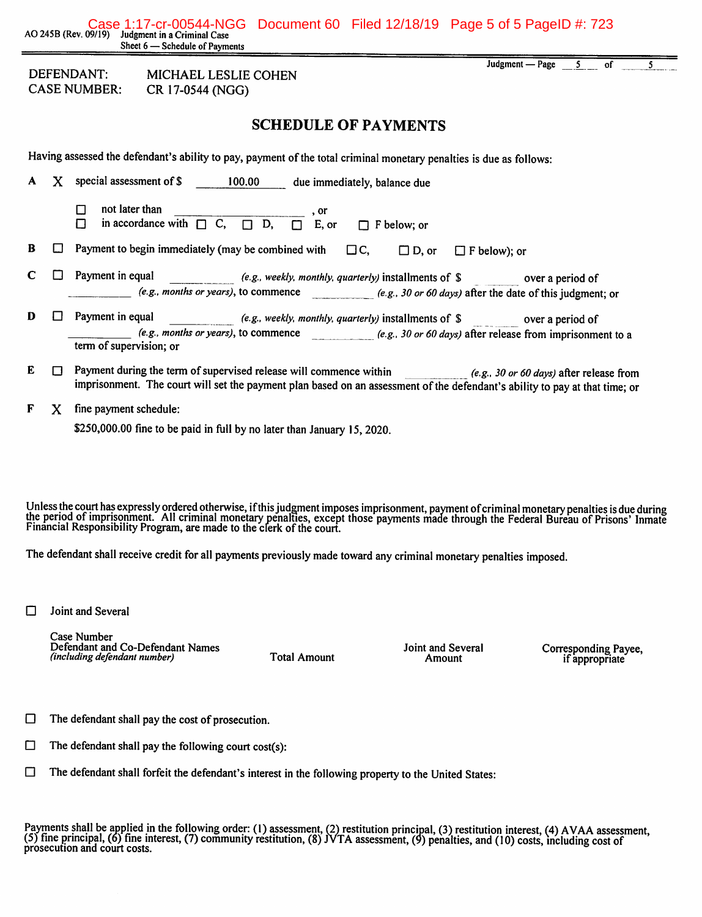AO 245B (Rev. 09/19) Judgment in a Criminal Case
Sheet 6 — Schedule of Payments

DEFENDANT: MICHAEL LESLIE COHEN
CASE NUMBER: CR 17-0544 (NGG)

## SCHEDULE OF PAYMENTS

Having assessed the defendant's ability to pay, payment of the total criminal monetary penalties is due as follows:

**A** X special assessment of $ 100.00 due immediately, balance due

☐ not later than ______________, or
☐ in accordance with ☐ C, ☐ D, ☐ E, or ☐ F below; or

**B** ☐ Payment to begin immediately (may be combined with ☐ C, ☐ D, or ☐ F below); or

**C** ☐ Payment in equal ________ *(e.g., weekly, monthly, quarterly)* installments of $ ________ over a period of ________ *(e.g., months or years)*, to commence ________ *(e.g., 30 or 60 days)* after the date of this judgment; or

**D** ☐ Payment in equal ________ *(e.g., weekly, monthly, quarterly)* installments of $ ________ over a period of ________ *(e.g., months or years)*, to commence ________ *(e.g., 30 or 60 days)* after release from imprisonment to a term of supervision; or

**E** ☐ Payment during the term of supervised release will commence within ________ *(e.g., 30 or 60 days)* after release from imprisonment. The court will set the payment plan based on an assessment of the defendant's ability to pay at that time; or

**F** X fine payment schedule:

$250,000.00 fine to be paid in full by no later than January 15, 2020.

Unless the court has expressly ordered otherwise, if this judgment imposes imprisonment, payment of criminal monetary penalties is due during the period of imprisonment. All criminal monetary penalties, except those payments made through the Federal Bureau of Prisons' Inmate Financial Responsibility Program, are made to the clerk of the court.

The defendant shall receive credit for all payments previously made toward any criminal monetary penalties imposed.

☐ Joint and Several

| Case Number Defendant and Co-Defendant Names *(including defendant number)* | Total Amount | Joint and Several Amount | Corresponding Payee, if appropriate |
|---|---|---|---|

☐ The defendant shall pay the cost of prosecution.

☐ The defendant shall pay the following court cost(s):

☐ The defendant shall forfeit the defendant's interest in the following property to the United States:

Payments shall be applied in the following order: (1) assessment, (2) restitution principal, (3) restitution interest, (4) AVAA assessment, (5) fine principal, (6) fine interest, (7) community restitution, (8) JVTA assessment, (9) penalties, and (10) costs, including cost of prosecution and court costs.